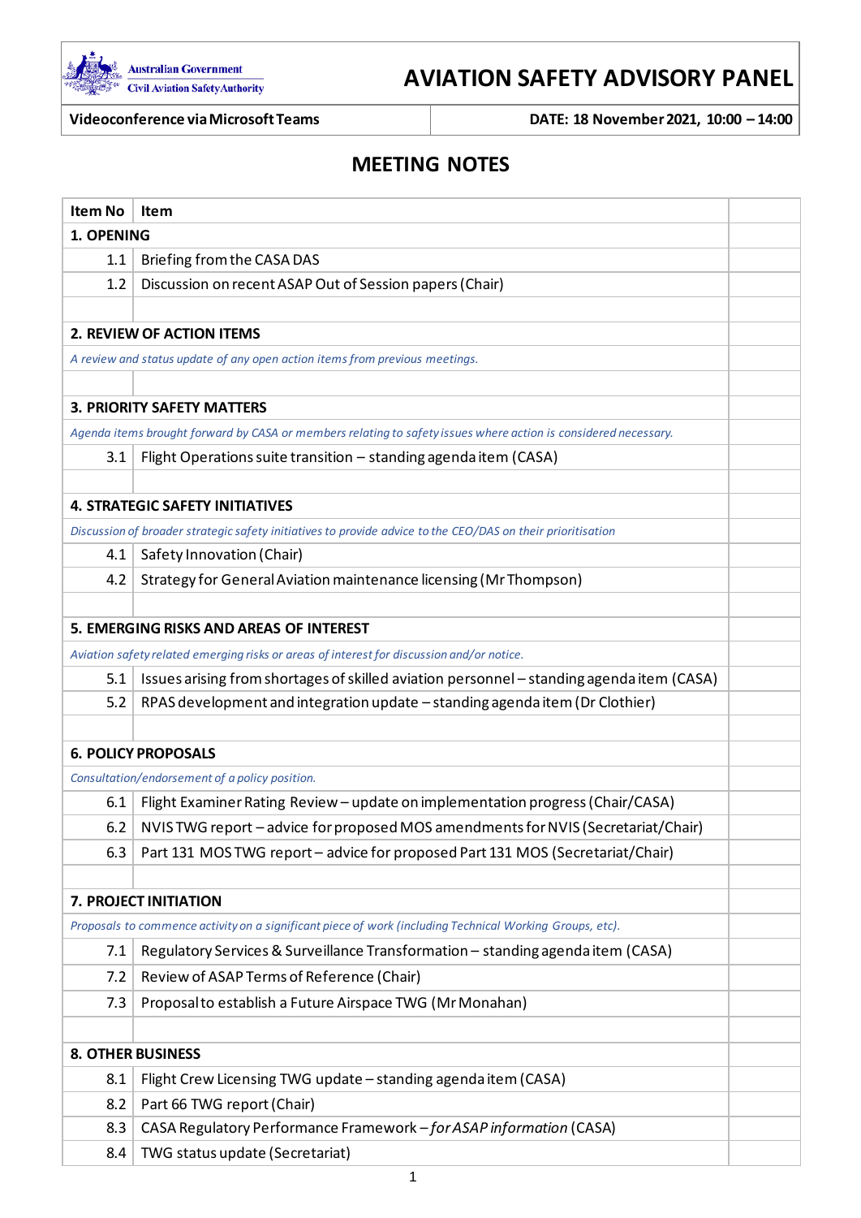Australian Government
Civil Aviation Safety Authority

# AVIATION SAFETY ADVISORY PANEL

| Videoconference via Microsoft Teams | DATE: 18 November 2021, 10:00 – 14:00 |
|---|---|

## MEETING NOTES

| Item No | Item | |
|---|---|---|
| **1. OPENING** | | |
| 1.1 | Briefing from the CASA DAS | |
| 1.2 | Discussion on recent ASAP Out of Session papers (Chair) | |
| | | |
| **2. REVIEW OF ACTION ITEMS** | | |
| *A review and status update of any open action items from previous meetings.* | | |
| | | |
| **3. PRIORITY SAFETY MATTERS** | | |
| *Agenda items brought forward by CASA or members relating to safety issues where action is considered necessary.* | | |
| 3.1 | Flight Operations suite transition – standing agenda item (CASA) | |
| | | |
| **4. STRATEGIC SAFETY INITIATIVES** | | |
| *Discussion of broader strategic safety initiatives to provide advice to the CEO/DAS on their prioritisation* | | |
| 4.1 | Safety Innovation (Chair) | |
| 4.2 | Strategy for General Aviation maintenance licensing (Mr Thompson) | |
| | | |
| **5. EMERGING RISKS AND AREAS OF INTEREST** | | |
| *Aviation safety related emerging risks or areas of interest for discussion and/or notice.* | | |
| 5.1 | Issues arising from shortages of skilled aviation personnel – standing agenda item (CASA) | |
| 5.2 | RPAS development and integration update – standing agenda item (Dr Clothier) | |
| | | |
| **6. POLICY PROPOSALS** | | |
| *Consultation/endorsement of a policy position.* | | |
| 6.1 | Flight Examiner Rating Review – update on implementation progress (Chair/CASA) | |
| 6.2 | NVIS TWG report – advice for proposed MOS amendments for NVIS (Secretariat/Chair) | |
| 6.3 | Part 131 MOS TWG report – advice for proposed Part 131 MOS (Secretariat/Chair) | |
| | | |
| **7. PROJECT INITIATION** | | |
| *Proposals to commence activity on a significant piece of work (including Technical Working Groups, etc).* | | |
| 7.1 | Regulatory Services & Surveillance Transformation – standing agenda item (CASA) | |
| 7.2 | Review of ASAP Terms of Reference (Chair) | |
| 7.3 | Proposal to establish a Future Airspace TWG (Mr Monahan) | |
| | | |
| **8. OTHER BUSINESS** | | |
| 8.1 | Flight Crew Licensing TWG update – standing agenda item (CASA) | |
| 8.2 | Part 66 TWG report (Chair) | |
| 8.3 | CASA Regulatory Performance Framework – *for ASAP information* (CASA) | |
| 8.4 | TWG status update (Secretariat) | |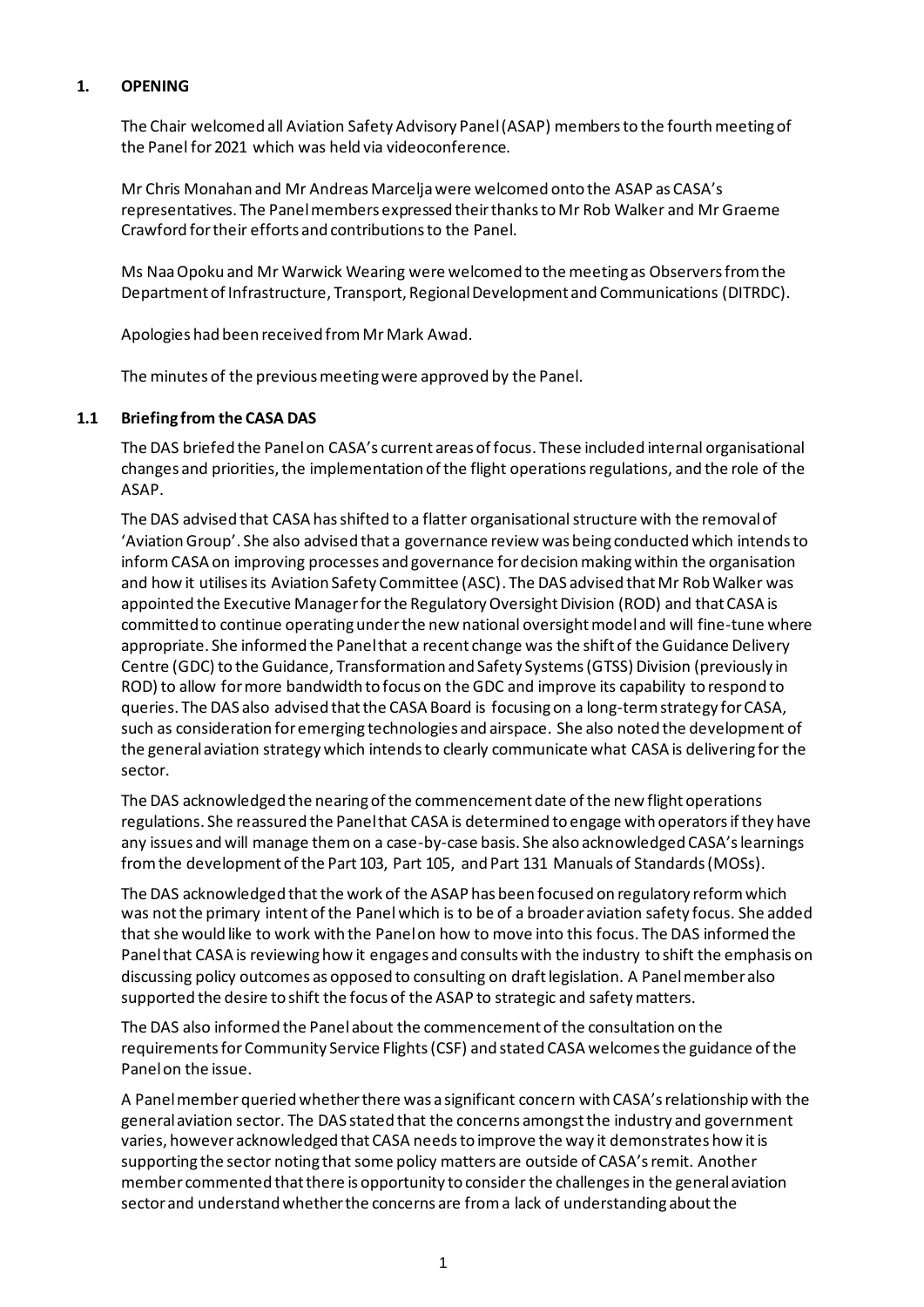## 1. OPENING

The Chair welcomed all Aviation Safety Advisory Panel (ASAP) members to the fourth meeting of the Panel for 2021 which was held via videoconference.

Mr Chris Monahan and Mr Andreas Marcelja were welcomed onto the ASAP as CASA's representatives. The Panel members expressed their thanks to Mr Rob Walker and Mr Graeme Crawford for their efforts and contributions to the Panel.

Ms Naa Opoku and Mr Warwick Wearing were welcomed to the meeting as Observers from the Department of Infrastructure, Transport, Regional Development and Communications (DITRDC).

Apologies had been received from Mr Mark Awad.

The minutes of the previous meeting were approved by the Panel.

### 1.1 Briefing from the CASA DAS

The DAS briefed the Panel on CASA's current areas of focus. These included internal organisational changes and priorities, the implementation of the flight operations regulations, and the role of the ASAP.

The DAS advised that CASA has shifted to a flatter organisational structure with the removal of 'Aviation Group'. She also advised that a governance review was being conducted which intends to inform CASA on improving processes and governance for decision making within the organisation and how it utilises its Aviation Safety Committee (ASC). The DAS advised that Mr Rob Walker was appointed the Executive Manager for the Regulatory Oversight Division (ROD) and that CASA is committed to continue operating under the new national oversight model and will fine-tune where appropriate. She informed the Panel that a recent change was the shift of the Guidance Delivery Centre (GDC) to the Guidance, Transformation and Safety Systems (GTSS) Division (previously in ROD) to allow for more bandwidth to focus on the GDC and improve its capability to respond to queries. The DAS also advised that the CASA Board is focusing on a long-term strategy for CASA, such as consideration for emerging technologies and airspace. She also noted the development of the general aviation strategy which intends to clearly communicate what CASA is delivering for the sector.

The DAS acknowledged the nearing of the commencement date of the new flight operations regulations. She reassured the Panel that CASA is determined to engage with operators if they have any issues and will manage them on a case-by-case basis. She also acknowledged CASA's learnings from the development of the Part 103, Part 105, and Part 131 Manuals of Standards (MOSs).

The DAS acknowledged that the work of the ASAP has been focused on regulatory reform which was not the primary intent of the Panel which is to be of a broader aviation safety focus. She added that she would like to work with the Panel on how to move into this focus. The DAS informed the Panel that CASA is reviewing how it engages and consults with the industry to shift the emphasis on discussing policy outcomes as opposed to consulting on draft legislation. A Panel member also supported the desire to shift the focus of the ASAP to strategic and safety matters.

The DAS also informed the Panel about the commencement of the consultation on the requirements for Community Service Flights (CSF) and stated CASA welcomes the guidance of the Panel on the issue.

A Panel member queried whether there was a significant concern with CASA's relationship with the general aviation sector. The DAS stated that the concerns amongst the industry and government varies, however acknowledged that CASA needs to improve the way it demonstrates how it is supporting the sector noting that some policy matters are outside of CASA's remit. Another member commented that there is opportunity to consider the challenges in the general aviation sector and understand whether the concerns are from a lack of understanding about the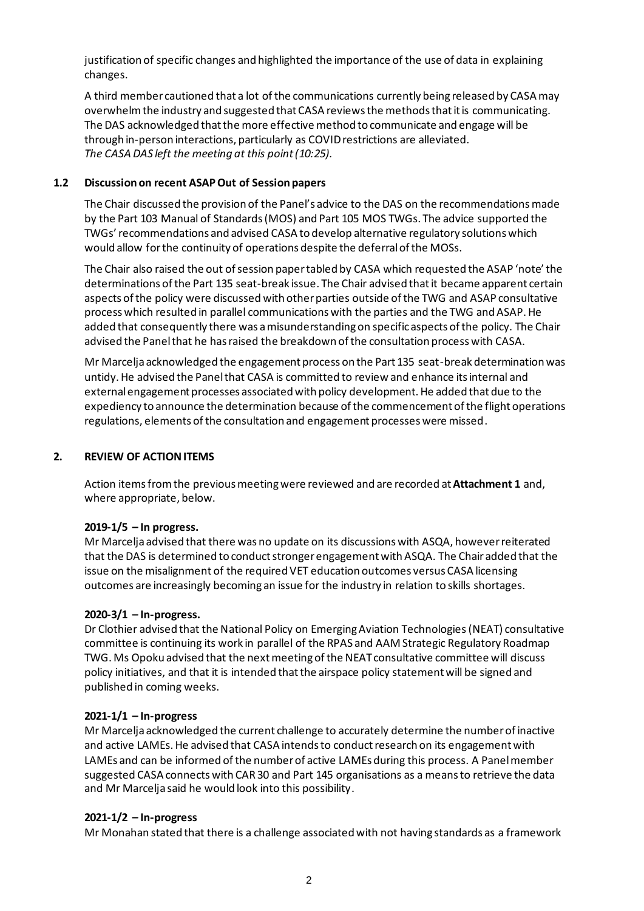justification of specific changes and highlighted the importance of the use of data in explaining changes.

A third member cautioned that a lot of the communications currently being released by CASA may overwhelm the industry and suggested that CASA reviews the methods that it is communicating. The DAS acknowledged that the more effective method to communicate and engage will be through in-person interactions, particularly as COVID restrictions are alleviated.
*The CASA DAS left the meeting at this point (10:25).*

### 1.2 Discussion on recent ASAP Out of Session papers

The Chair discussed the provision of the Panel's advice to the DAS on the recommendations made by the Part 103 Manual of Standards (MOS) and Part 105 MOS TWGs. The advice supported the TWGs' recommendations and advised CASA to develop alternative regulatory solutions which would allow for the continuity of operations despite the deferral of the MOSs.

The Chair also raised the out of session paper tabled by CASA which requested the ASAP 'note' the determinations of the Part 135 seat-break issue. The Chair advised that it became apparent certain aspects of the policy were discussed with other parties outside of the TWG and ASAP consultative process which resulted in parallel communications with the parties and the TWG and ASAP. He added that consequently there was a misunderstanding on specific aspects of the policy. The Chair advised the Panel that he has raised the breakdown of the consultation process with CASA.

Mr Marcelja acknowledged the engagement process on the Part 135 seat-break determination was untidy. He advised the Panel that CASA is committed to review and enhance its internal and external engagement processes associated with policy development. He added that due to the expediency to announce the determination because of the commencement of the flight operations regulations, elements of the consultation and engagement processes were missed.

## 2. REVIEW OF ACTION ITEMS

Action items from the previous meeting were reviewed and are recorded at **Attachment 1** and, where appropriate, below.

**2019-1/5 – In progress.**
Mr Marcelja advised that there was no update on its discussions with ASQA, however reiterated that the DAS is determined to conduct stronger engagement with ASQA. The Chair added that the issue on the misalignment of the required VET education outcomes versus CASA licensing outcomes are increasingly becoming an issue for the industry in relation to skills shortages.

**2020-3/1 – In-progress.**
Dr Clothier advised that the National Policy on Emerging Aviation Technologies (NEAT) consultative committee is continuing its work in parallel of the RPAS and AAM Strategic Regulatory Roadmap TWG. Ms Opoku advised that the next meeting of the NEAT consultative committee will discuss policy initiatives, and that it is intended that the airspace policy statement will be signed and published in coming weeks.

**2021-1/1 – In-progress**
Mr Marcelja acknowledged the current challenge to accurately determine the number of inactive and active LAMEs. He advised that CASA intends to conduct research on its engagement with LAMEs and can be informed of the number of active LAMEs during this process. A Panel member suggested CASA connects with CAR 30 and Part 145 organisations as a means to retrieve the data and Mr Marcelja said he would look into this possibility.

**2021-1/2 – In-progress**
Mr Monahan stated that there is a challenge associated with not having standards as a framework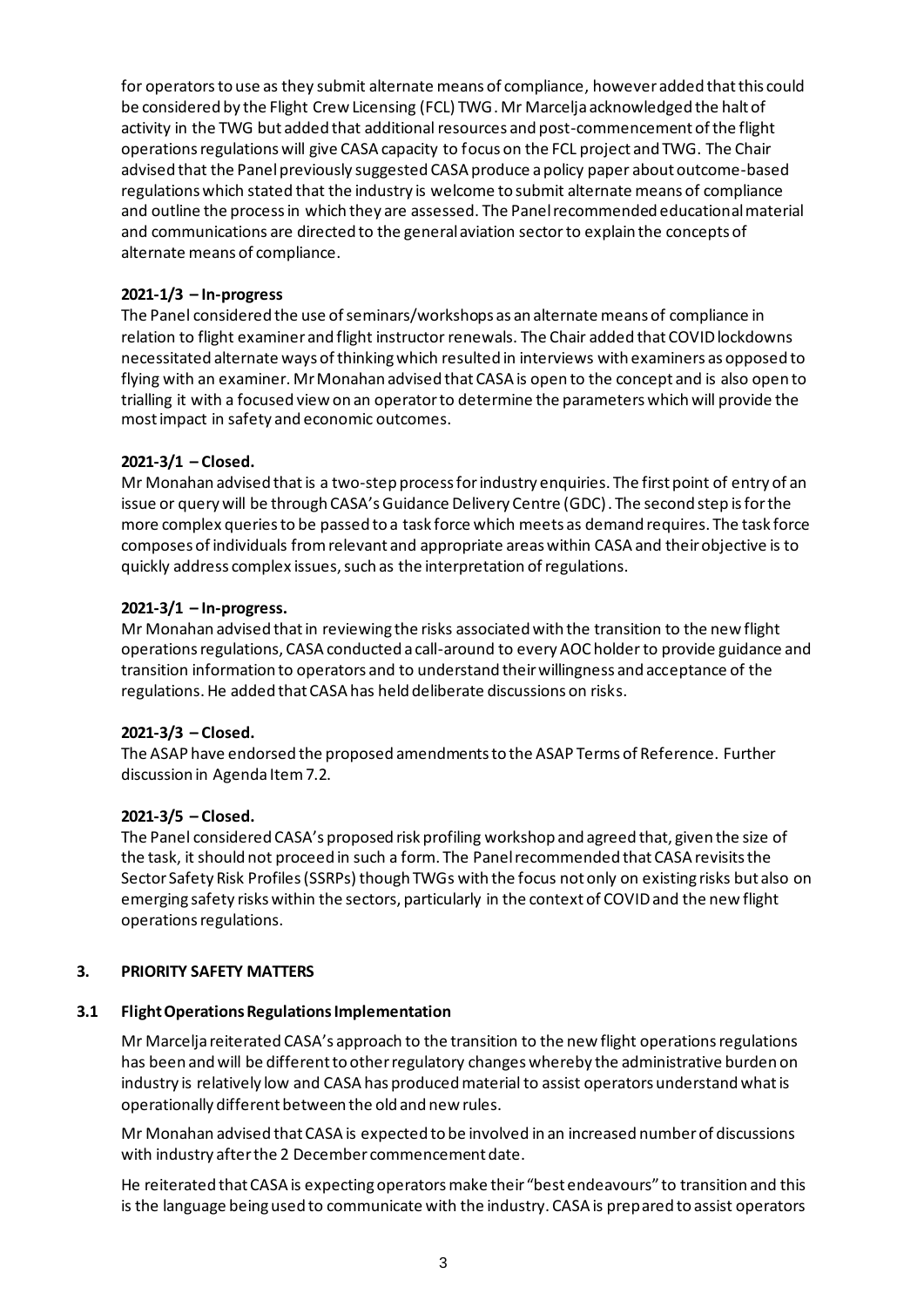for operators to use as they submit alternate means of compliance, however added that this could be considered by the Flight Crew Licensing (FCL) TWG. Mr Marcelja acknowledged the halt of activity in the TWG but added that additional resources and post-commencement of the flight operations regulations will give CASA capacity to focus on the FCL project and TWG. The Chair advised that the Panel previously suggested CASA produce a policy paper about outcome-based regulations which stated that the industry is welcome to submit alternate means of compliance and outline the process in which they are assessed. The Panel recommended educational material and communications are directed to the general aviation sector to explain the concepts of alternate means of compliance.

**2021-1/3 – In-progress**

The Panel considered the use of seminars/workshops as an alternate means of compliance in relation to flight examiner and flight instructor renewals. The Chair added that COVID lockdowns necessitated alternate ways of thinking which resulted in interviews with examiners as opposed to flying with an examiner. Mr Monahan advised that CASA is open to the concept and is also open to trialling it with a focused view on an operator to determine the parameters which will provide the most impact in safety and economic outcomes.

**2021-3/1 – Closed.**

Mr Monahan advised that is a two-step process for industry enquiries. The first point of entry of an issue or query will be through CASA's Guidance Delivery Centre (GDC). The second step is for the more complex queries to be passed to a task force which meets as demand requires. The task force composes of individuals from relevant and appropriate areas within CASA and their objective is to quickly address complex issues, such as the interpretation of regulations.

**2021-3/1 – In-progress.**

Mr Monahan advised that in reviewing the risks associated with the transition to the new flight operations regulations, CASA conducted a call-around to every AOC holder to provide guidance and transition information to operators and to understand their willingness and acceptance of the regulations. He added that CASA has held deliberate discussions on risks.

**2021-3/3 – Closed.**

The ASAP have endorsed the proposed amendments to the ASAP Terms of Reference. Further discussion in Agenda Item 7.2.

**2021-3/5 – Closed.**

The Panel considered CASA's proposed risk profiling workshop and agreed that, given the size of the task, it should not proceed in such a form. The Panel recommended that CASA revisits the Sector Safety Risk Profiles (SSRPs) though TWGs with the focus not only on existing risks but also on emerging safety risks within the sectors, particularly in the context of COVID and the new flight operations regulations.

## 3. PRIORITY SAFETY MATTERS

### 3.1 Flight Operations Regulations Implementation

Mr Marcelja reiterated CASA's approach to the transition to the new flight operations regulations has been and will be different to other regulatory changes whereby the administrative burden on industry is relatively low and CASA has produced material to assist operators understand what is operationally different between the old and new rules.

Mr Monahan advised that CASA is expected to be involved in an increased number of discussions with industry after the 2 December commencement date.

He reiterated that CASA is expecting operators make their "best endeavours" to transition and this is the language being used to communicate with the industry. CASA is prepared to assist operators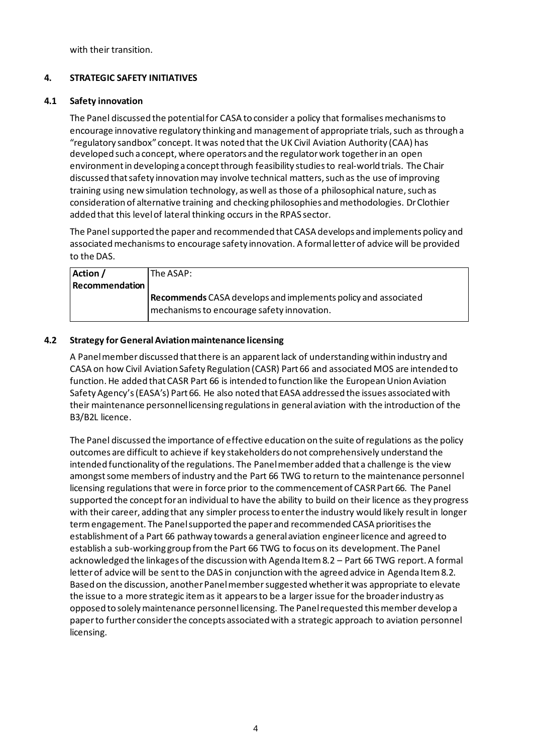with their transition.

## 4. STRATEGIC SAFETY INITIATIVES

### 4.1 Safety innovation

The Panel discussed the potential for CASA to consider a policy that formalises mechanisms to encourage innovative regulatory thinking and management of appropriate trials, such as through a "regulatory sandbox" concept. It was noted that the UK Civil Aviation Authority (CAA) has developed such a concept, where operators and the regulator work together in an open environment in developing a concept through feasibility studies to real-world trials. The Chair discussed that safety innovation may involve technical matters, such as the use of improving training using new simulation technology, as well as those of a philosophical nature, such as consideration of alternative training and checking philosophies and methodologies. Dr Clothier added that this level of lateral thinking occurs in the RPAS sector.

The Panel supported the paper and recommended that CASA develops and implements policy and associated mechanisms to encourage safety innovation. A formal letter of advice will be provided to the DAS.

| Action / Recommendation | The ASAP:<br><br>**Recommends** CASA develops and implements policy and associated mechanisms to encourage safety innovation. |
|---|---|

### 4.2 Strategy for General Aviation maintenance licensing

A Panel member discussed that there is an apparent lack of understanding within industry and CASA on how Civil Aviation Safety Regulation (CASR) Part 66 and associated MOS are intended to function. He added that CASR Part 66 is intended to function like the European Union Aviation Safety Agency's (EASA's) Part 66. He also noted that EASA addressed the issues associated with their maintenance personnel licensing regulations in general aviation with the introduction of the B3/B2L licence.

The Panel discussed the importance of effective education on the suite of regulations as the policy outcomes are difficult to achieve if key stakeholders do not comprehensively understand the intended functionality of the regulations. The Panel member added that a challenge is the view amongst some members of industry and the Part 66 TWG to return to the maintenance personnel licensing regulations that were in force prior to the commencement of CASR Part 66. The Panel supported the concept for an individual to have the ability to build on their licence as they progress with their career, adding that any simpler process to enter the industry would likely result in longer term engagement. The Panel supported the paper and recommended CASA prioritises the establishment of a Part 66 pathway towards a general aviation engineer licence and agreed to establish a sub-working group from the Part 66 TWG to focus on its development. The Panel acknowledged the linkages of the discussion with Agenda Item 8.2 – Part 66 TWG report. A formal letter of advice will be sent to the DAS in conjunction with the agreed advice in Agenda Item 8.2. Based on the discussion, another Panel member suggested whether it was appropriate to elevate the issue to a more strategic item as it appears to be a larger issue for the broader industry as opposed to solely maintenance personnel licensing. The Panel requested this member develop a paper to further consider the concepts associated with a strategic approach to aviation personnel licensing.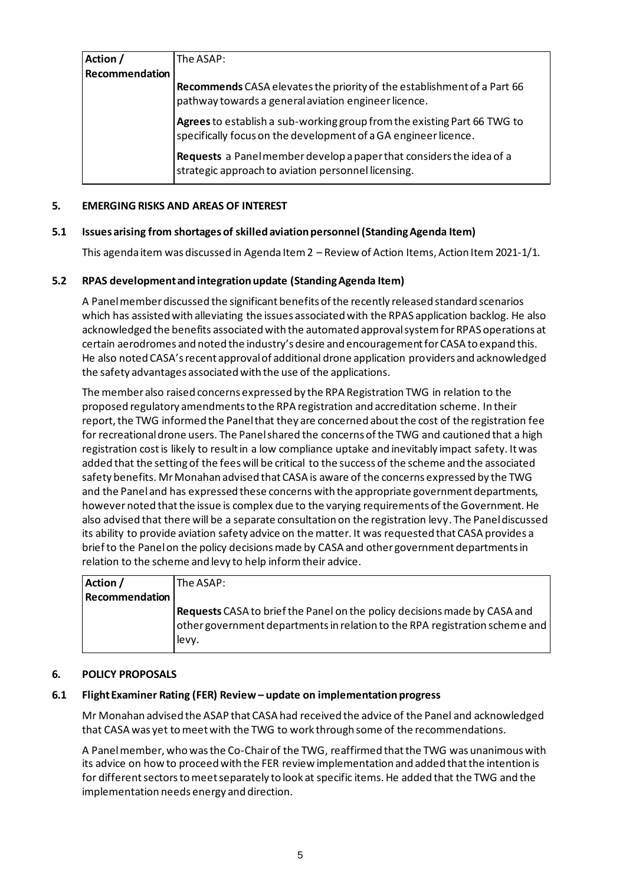| Action / Recommendation | The ASAP: |
|---|---|
| | **Recommends** CASA elevates the priority of the establishment of a Part 66 pathway towards a general aviation engineer licence. |
| | **Agrees** to establish a sub-working group from the existing Part 66 TWG to specifically focus on the development of a GA engineer licence. |
| | **Requests** a Panel member develop a paper that considers the idea of a strategic approach to aviation personnel licensing. |

## 5. EMERGING RISKS AND AREAS OF INTEREST

### 5.1 Issues arising from shortages of skilled aviation personnel (Standing Agenda Item)

This agenda item was discussed in Agenda Item 2 – Review of Action Items, Action Item 2021-1/1.

### 5.2 RPAS development and integration update (Standing Agenda Item)

A Panel member discussed the significant benefits of the recently released standard scenarios which has assisted with alleviating the issues associated with the RPAS application backlog. He also acknowledged the benefits associated with the automated approval system for RPAS operations at certain aerodromes and noted the industry's desire and encouragement for CASA to expand this. He also noted CASA's recent approval of additional drone application providers and acknowledged the safety advantages associated with the use of the applications.

The member also raised concerns expressed by the RPA Registration TWG in relation to the proposed regulatory amendments to the RPA registration and accreditation scheme. In their report, the TWG informed the Panel that they are concerned about the cost of the registration fee for recreational drone users. The Panel shared the concerns of the TWG and cautioned that a high registration cost is likely to result in a low compliance uptake and inevitably impact safety. It was added that the setting of the fees will be critical to the success of the scheme and the associated safety benefits. Mr Monahan advised that CASA is aware of the concerns expressed by the TWG and the Panel and has expressed these concerns with the appropriate government departments, however noted that the issue is complex due to the varying requirements of the Government. He also advised that there will be a separate consultation on the registration levy. The Panel discussed its ability to provide aviation safety advice on the matter. It was requested that CASA provides a brief to the Panel on the policy decisions made by CASA and other government departments in relation to the scheme and levy to help inform their advice.

| Action / Recommendation | The ASAP: |
|---|---|
| | **Requests** CASA to brief the Panel on the policy decisions made by CASA and other government departments in relation to the RPA registration scheme and levy. |

## 6. POLICY PROPOSALS

### 6.1 Flight Examiner Rating (FER) Review – update on implementation progress

Mr Monahan advised the ASAP that CASA had received the advice of the Panel and acknowledged that CASA was yet to meet with the TWG to work through some of the recommendations.

A Panel member, who was the Co-Chair of the TWG, reaffirmed that the TWG was unanimous with its advice on how to proceed with the FER review implementation and added that the intention is for different sectors to meet separately to look at specific items. He added that the TWG and the implementation needs energy and direction.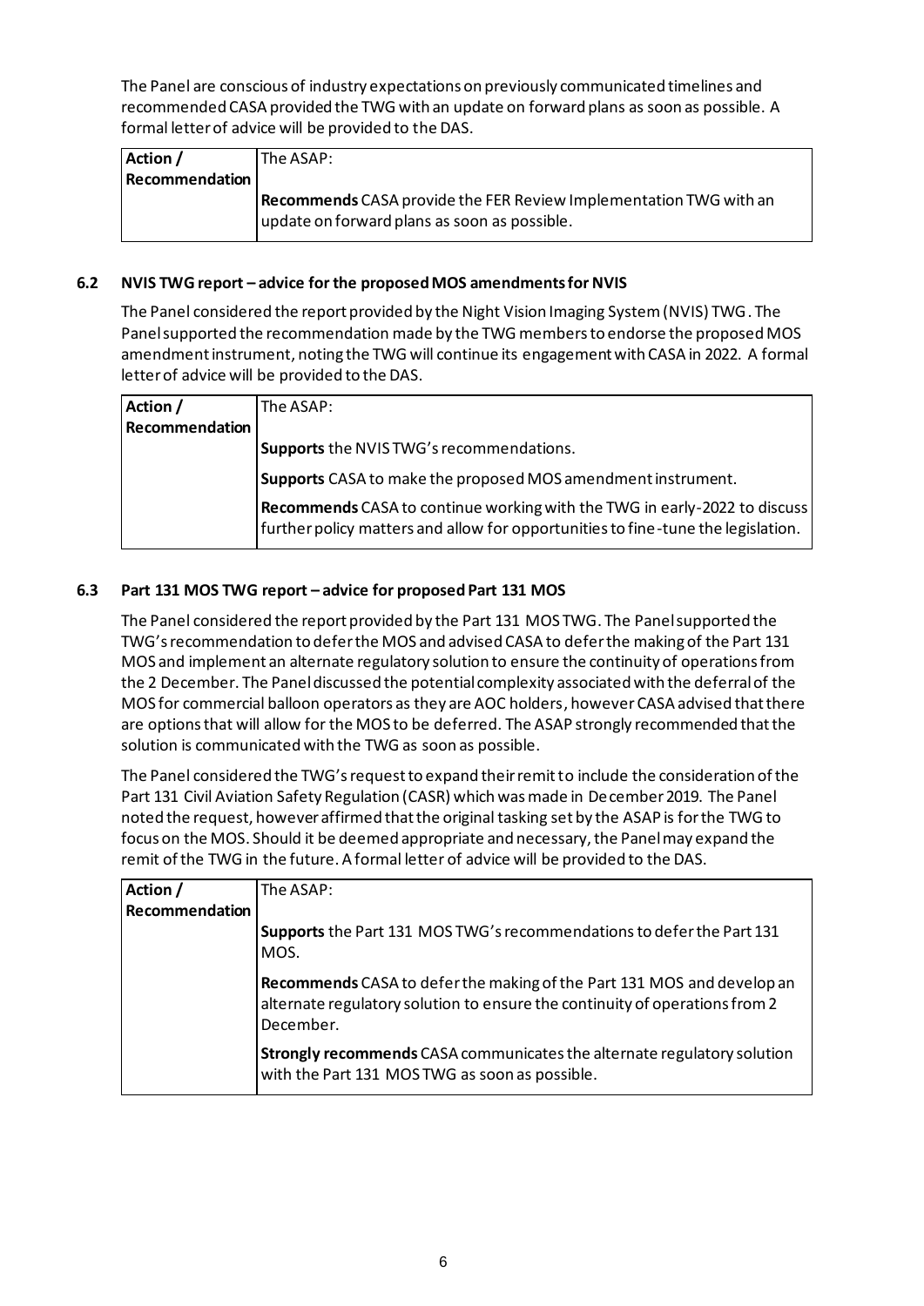The Panel are conscious of industry expectations on previously communicated timelines and recommended CASA provided the TWG with an update on forward plans as soon as possible. A formal letter of advice will be provided to the DAS.

| Action / Recommendation | The ASAP: |
|---|---|
| | **Recommends** CASA provide the FER Review Implementation TWG with an update on forward plans as soon as possible. |

### 6.2 NVIS TWG report – advice for the proposed MOS amendments for NVIS

The Panel considered the report provided by the Night Vision Imaging System (NVIS) TWG. The Panel supported the recommendation made by the TWG members to endorse the proposed MOS amendment instrument, noting the TWG will continue its engagement with CASA in 2022. A formal letter of advice will be provided to the DAS.

| Action / Recommendation | The ASAP: |
|---|---|
| | **Supports** the NVIS TWG's recommendations. |
| | **Supports** CASA to make the proposed MOS amendment instrument. |
| | **Recommends** CASA to continue working with the TWG in early-2022 to discuss further policy matters and allow for opportunities to fine-tune the legislation. |

### 6.3 Part 131 MOS TWG report – advice for proposed Part 131 MOS

The Panel considered the report provided by the Part 131 MOS TWG. The Panel supported the TWG's recommendation to defer the MOS and advised CASA to defer the making of the Part 131 MOS and implement an alternate regulatory solution to ensure the continuity of operations from the 2 December. The Panel discussed the potential complexity associated with the deferral of the MOS for commercial balloon operators as they are AOC holders, however CASA advised that there are options that will allow for the MOS to be deferred. The ASAP strongly recommended that the solution is communicated with the TWG as soon as possible.

The Panel considered the TWG's request to expand their remit to include the consideration of the Part 131 Civil Aviation Safety Regulation (CASR) which was made in December 2019. The Panel noted the request, however affirmed that the original tasking set by the ASAP is for the TWG to focus on the MOS. Should it be deemed appropriate and necessary, the Panel may expand the remit of the TWG in the future. A formal letter of advice will be provided to the DAS.

| Action / Recommendation | The ASAP: |
|---|---|
| | **Supports** the Part 131 MOS TWG's recommendations to defer the Part 131 MOS. |
| | **Recommends** CASA to defer the making of the Part 131 MOS and develop an alternate regulatory solution to ensure the continuity of operations from 2 December. |
| | **Strongly recommends** CASA communicates the alternate regulatory solution with the Part 131 MOS TWG as soon as possible. |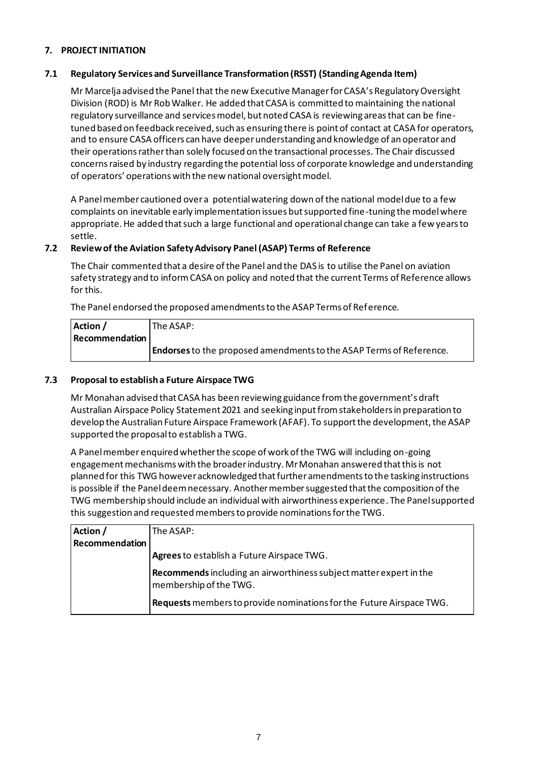## 7. PROJECT INITIATION

### 7.1 Regulatory Services and Surveillance Transformation (RSST) (Standing Agenda Item)

Mr Marcelja advised the Panel that the new Executive Manager for CASA's Regulatory Oversight Division (ROD) is Mr Rob Walker. He added that CASA is committed to maintaining the national regulatory surveillance and services model, but noted CASA is reviewing areas that can be fine-tuned based on feedback received, such as ensuring there is point of contact at CASA for operators, and to ensure CASA officers can have deeper understanding and knowledge of an operator and their operations rather than solely focused on the transactional processes. The Chair discussed concerns raised by industry regarding the potential loss of corporate knowledge and understanding of operators' operations with the new national oversight model.

A Panel member cautioned over a potential watering down of the national model due to a few complaints on inevitable early implementation issues but supported fine-tuning the model where appropriate. He added that such a large functional and operational change can take a few years to settle.

### 7.2 Review of the Aviation Safety Advisory Panel (ASAP) Terms of Reference

The Chair commented that a desire of the Panel and the DAS is to utilise the Panel on aviation safety strategy and to inform CASA on policy and noted that the current Terms of Reference allows for this.

The Panel endorsed the proposed amendments to the ASAP Terms of Reference.

| **Action / Recommendation** | The ASAP:<br><br>**Endorses** to the proposed amendments to the ASAP Terms of Reference. |
|---|---|

### 7.3 Proposal to establish a Future Airspace TWG

Mr Monahan advised that CASA has been reviewing guidance from the government's draft Australian Airspace Policy Statement 2021 and seeking input from stakeholders in preparation to develop the Australian Future Airspace Framework (AFAF). To support the development, the ASAP supported the proposal to establish a TWG.

A Panel member enquired whether the scope of work of the TWG will including on-going engagement mechanisms with the broader industry. Mr Monahan answered that this is not planned for this TWG however acknowledged that further amendments to the tasking instructions is possible if the Panel deem necessary. Another member suggested that the composition of the TWG membership should include an individual with airworthiness experience. The Panel supported this suggestion and requested members to provide nominations for the TWG.

| **Action / Recommendation** | The ASAP:<br><br>**Agrees** to establish a Future Airspace TWG.<br><br>**Recommends** including an airworthiness subject matter expert in the membership of the TWG.<br><br>**Requests** members to provide nominations for the Future Airspace TWG. |
|---|---|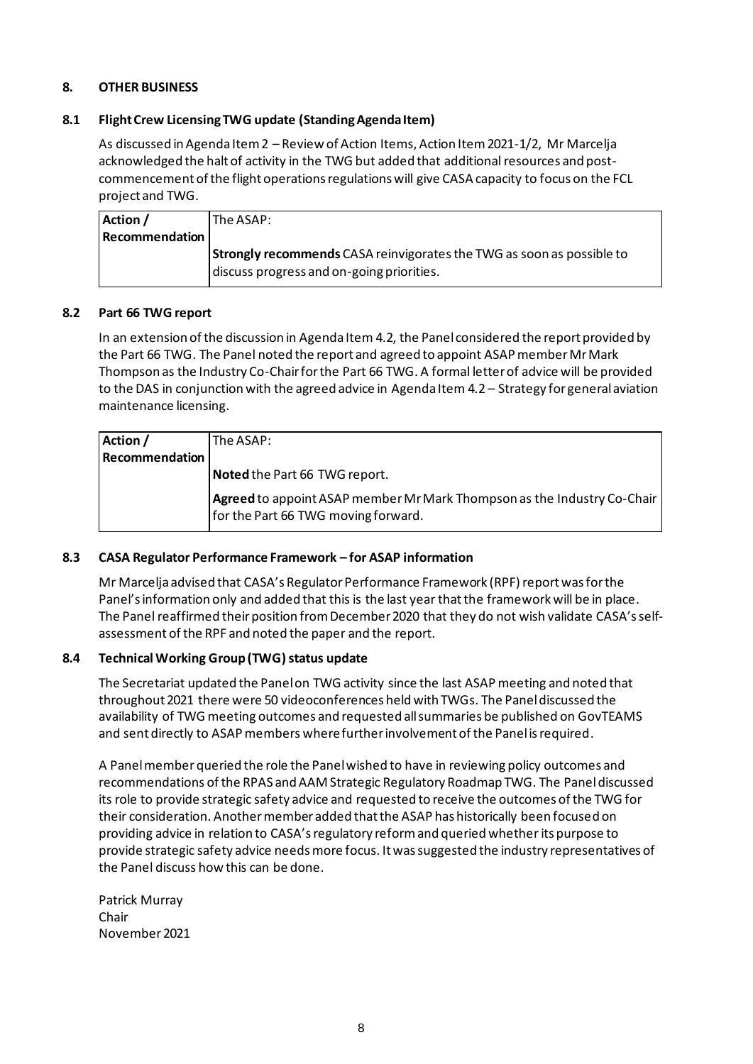## 8. OTHER BUSINESS

### 8.1 Flight Crew Licensing TWG update (Standing Agenda Item)

As discussed in Agenda Item 2 – Review of Action Items, Action Item 2021-1/2, Mr Marcelja acknowledged the halt of activity in the TWG but added that additional resources and post-commencement of the flight operations regulations will give CASA capacity to focus on the FCL project and TWG.

| Action / Recommendation | The ASAP:<br><br>**Strongly recommends** CASA reinvigorates the TWG as soon as possible to discuss progress and on-going priorities. |
|---|---|

### 8.2 Part 66 TWG report

In an extension of the discussion in Agenda Item 4.2, the Panel considered the report provided by the Part 66 TWG. The Panel noted the report and agreed to appoint ASAP member Mr Mark Thompson as the Industry Co-Chair for the Part 66 TWG. A formal letter of advice will be provided to the DAS in conjunction with the agreed advice in Agenda Item 4.2 – Strategy for general aviation maintenance licensing.

| Action / Recommendation | The ASAP:<br><br>**Noted** the Part 66 TWG report.<br><br>**Agreed** to appoint ASAP member Mr Mark Thompson as the Industry Co-Chair for the Part 66 TWG moving forward. |
|---|---|

### 8.3 CASA Regulator Performance Framework – for ASAP information

Mr Marcelja advised that CASA's Regulator Performance Framework (RPF) report was for the Panel's information only and added that this is the last year that the framework will be in place. The Panel reaffirmed their position from December 2020 that they do not wish validate CASA's self-assessment of the RPF and noted the paper and the report.

### 8.4 Technical Working Group (TWG) status update

The Secretariat updated the Panel on TWG activity since the last ASAP meeting and noted that throughout 2021 there were 50 videoconferences held with TWGs. The Panel discussed the availability of TWG meeting outcomes and requested all summaries be published on GovTEAMS and sent directly to ASAP members where further involvement of the Panel is required.

A Panel member queried the role the Panel wished to have in reviewing policy outcomes and recommendations of the RPAS and AAM Strategic Regulatory Roadmap TWG. The Panel discussed its role to provide strategic safety advice and requested to receive the outcomes of the TWG for their consideration. Another member added that the ASAP has historically been focused on providing advice in relation to CASA's regulatory reform and queried whether its purpose to provide strategic safety advice needs more focus. It was suggested the industry representatives of the Panel discuss how this can be done.

Patrick Murray
Chair
November 2021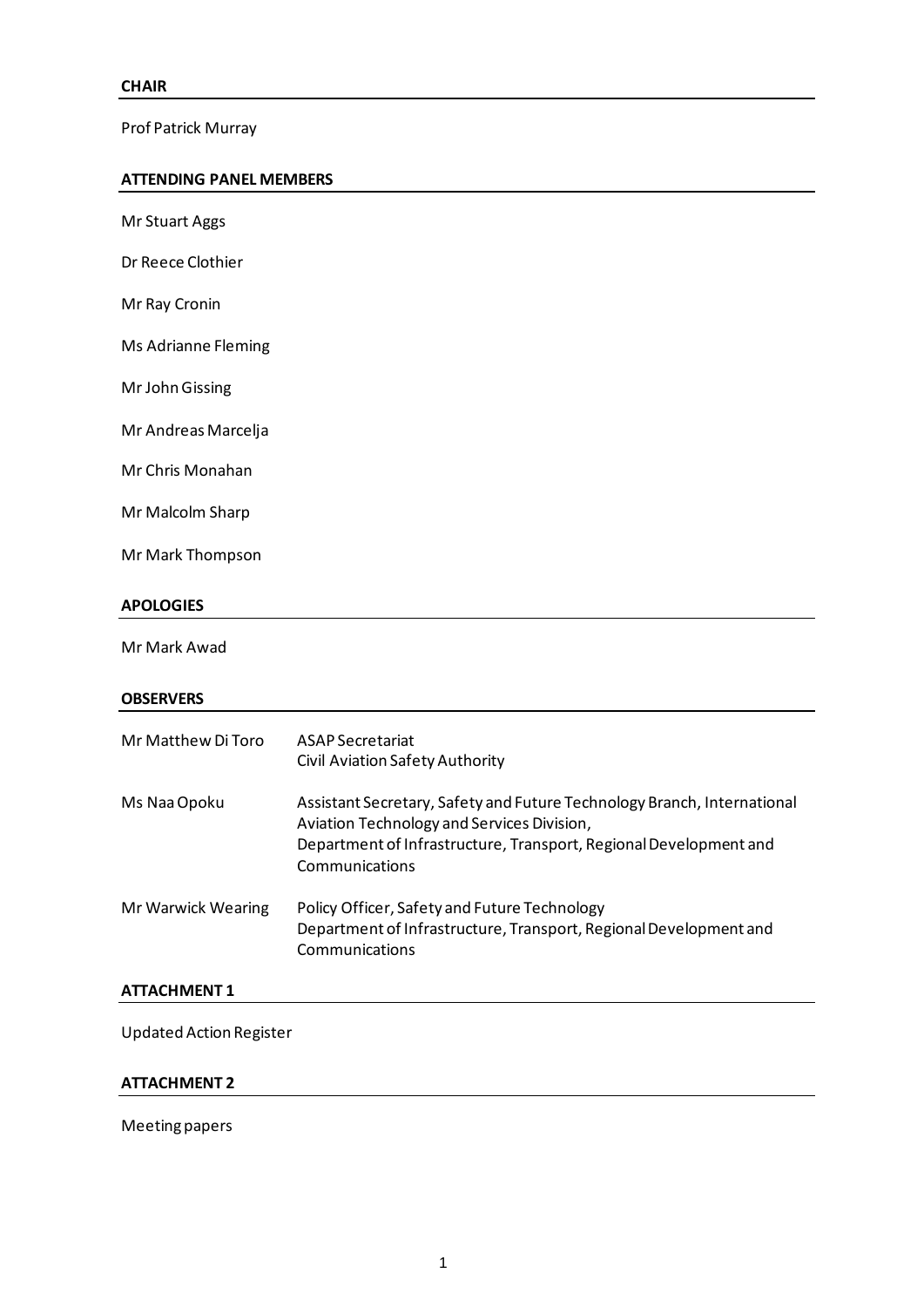**CHAIR**

Prof Patrick Murray

**ATTENDING PANEL MEMBERS**

Mr Stuart Aggs

Dr Reece Clothier

Mr Ray Cronin

Ms Adrianne Fleming

Mr John Gissing

Mr Andreas Marcelja

Mr Chris Monahan

Mr Malcolm Sharp

Mr Mark Thompson

**APOLOGIES**

Mr Mark Awad

**OBSERVERS**

| | |
|---|---|
| Mr Matthew Di Toro | ASAP Secretariat<br>Civil Aviation Safety Authority |
| Ms Naa Opoku | Assistant Secretary, Safety and Future Technology Branch, International Aviation Technology and Services Division,<br>Department of Infrastructure, Transport, Regional Development and Communications |
| Mr Warwick Wearing | Policy Officer, Safety and Future Technology<br>Department of Infrastructure, Transport, Regional Development and Communications |

**ATTACHMENT 1**

Updated Action Register

**ATTACHMENT 2**

Meeting papers